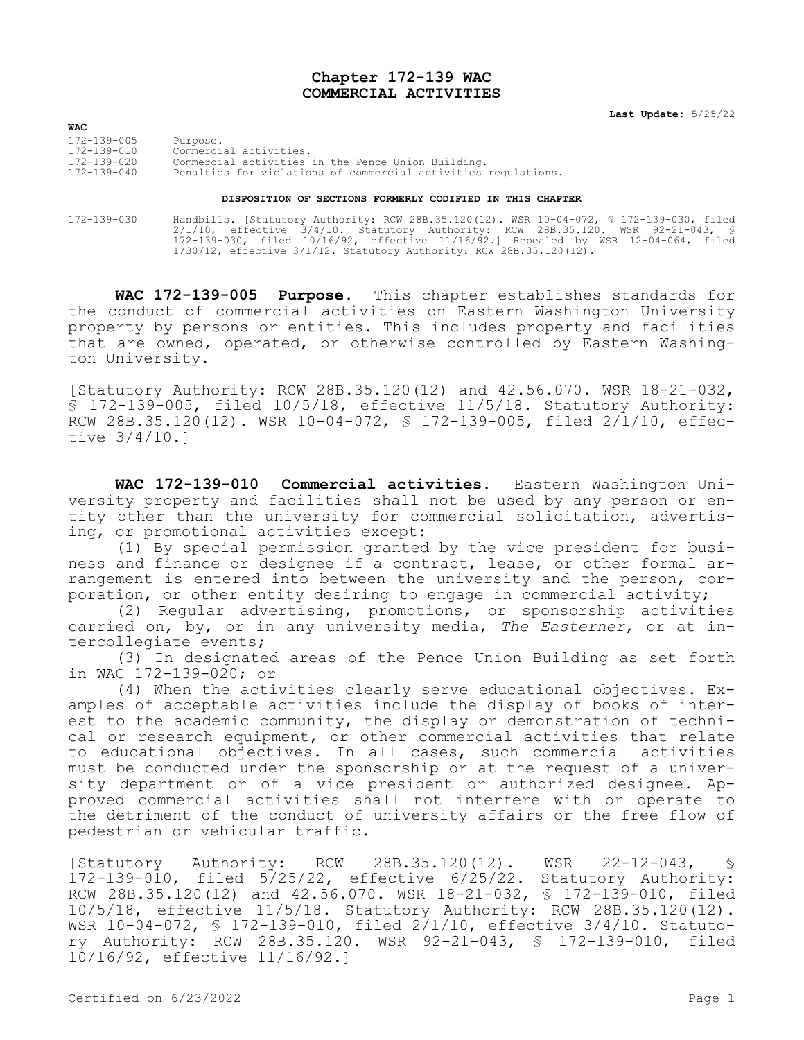# Chapter 172-139 WAC
# COMMERCIAL ACTIVITIES

**Last Update:** 5/25/22

**WAC**

| | |
|---|---|
| 172-139-005 | Purpose. |
| 172-139-010 | Commercial activities. |
| 172-139-020 | Commercial activities in the Pence Union Building. |
| 172-139-040 | Penalties for violations of commercial activities regulations. |

**DISPOSITION OF SECTIONS FORMERLY CODIFIED IN THIS CHAPTER**

| | |
|---|---|
| 172-139-030 | Handbills. [Statutory Authority: RCW 28B.35.120(12). WSR 10-04-072, § 172-139-030, filed 2/1/10, effective 3/4/10. Statutory Authority: RCW 28B.35.120. WSR 92-21-043, § 172-139-030, filed 10/16/92, effective 11/16/92.] Repealed by WSR 12-04-064, filed 1/30/12, effective 3/1/12. Statutory Authority: RCW 28B.35.120(12). |

**WAC 172-139-005 Purpose.** This chapter establishes standards for the conduct of commercial activities on Eastern Washington University property by persons or entities. This includes property and facilities that are owned, operated, or otherwise controlled by Eastern Washington University.

[Statutory Authority: RCW 28B.35.120(12) and 42.56.070. WSR 18-21-032, § 172-139-005, filed 10/5/18, effective 11/5/18. Statutory Authority: RCW 28B.35.120(12). WSR 10-04-072, § 172-139-005, filed 2/1/10, effective 3/4/10.]

**WAC 172-139-010 Commercial activities.** Eastern Washington University property and facilities shall not be used by any person or entity other than the university for commercial solicitation, advertising, or promotional activities except:

(1) By special permission granted by the vice president for business and finance or designee if a contract, lease, or other formal arrangement is entered into between the university and the person, corporation, or other entity desiring to engage in commercial activity;

(2) Regular advertising, promotions, or sponsorship activities carried on, by, or in any university media, *The Easterner*, or at intercollegiate events;

(3) In designated areas of the Pence Union Building as set forth in WAC 172-139-020; or

(4) When the activities clearly serve educational objectives. Examples of acceptable activities include the display of books of interest to the academic community, the display or demonstration of technical or research equipment, or other commercial activities that relate to educational objectives. In all cases, such commercial activities must be conducted under the sponsorship or at the request of a university department or of a vice president or authorized designee. Approved commercial activities shall not interfere with or operate to the detriment of the conduct of university affairs or the free flow of pedestrian or vehicular traffic.

[Statutory Authority: RCW 28B.35.120(12). WSR 22-12-043, § 172-139-010, filed 5/25/22, effective 6/25/22. Statutory Authority: RCW 28B.35.120(12) and 42.56.070. WSR 18-21-032, § 172-139-010, filed 10/5/18, effective 11/5/18. Statutory Authority: RCW 28B.35.120(12). WSR 10-04-072, § 172-139-010, filed 2/1/10, effective 3/4/10. Statutory Authority: RCW 28B.35.120. WSR 92-21-043, § 172-139-010, filed 10/16/92, effective 11/16/92.]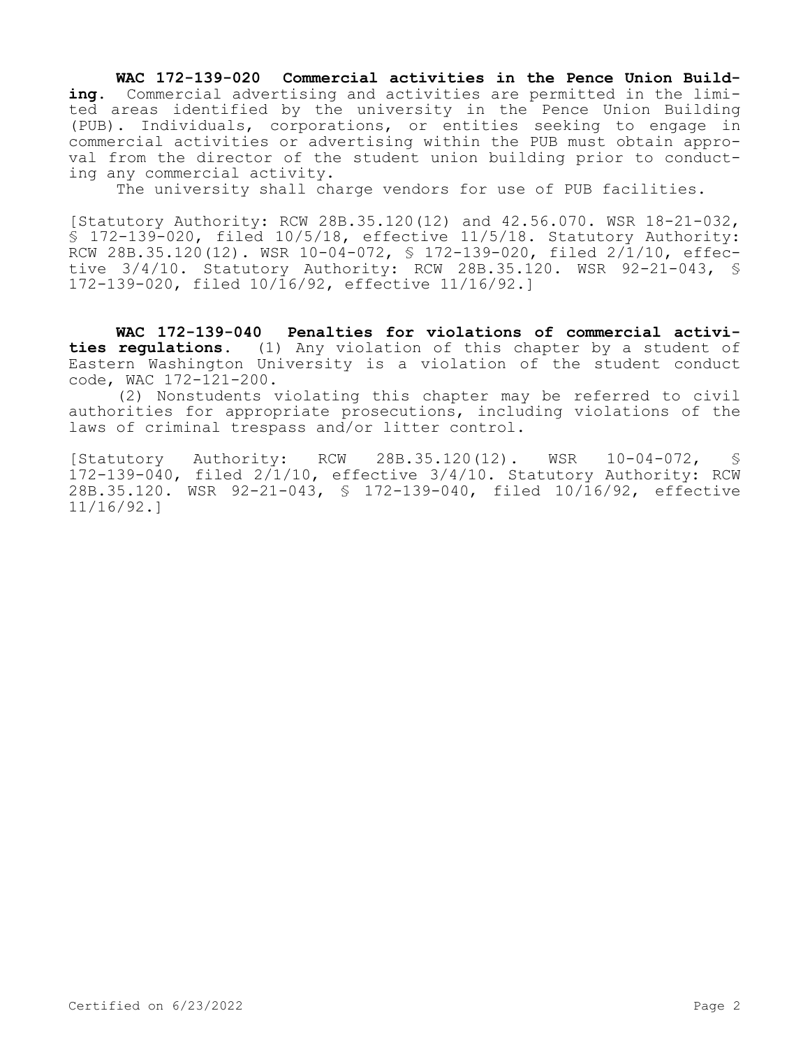**WAC 172-139-020 Commercial activities in the Pence Union Building.** Commercial advertising and activities are permitted in the limited areas identified by the university in the Pence Union Building (PUB). Individuals, corporations, or entities seeking to engage in commercial activities or advertising within the PUB must obtain approval from the director of the student union building prior to conducting any commercial activity.

The university shall charge vendors for use of PUB facilities.

[Statutory Authority: RCW 28B.35.120(12) and 42.56.070. WSR 18-21-032, § 172-139-020, filed 10/5/18, effective 11/5/18. Statutory Authority: RCW 28B.35.120(12). WSR 10-04-072, § 172-139-020, filed 2/1/10, effective 3/4/10. Statutory Authority: RCW 28B.35.120. WSR 92-21-043, § 172-139-020, filed 10/16/92, effective 11/16/92.]

**WAC 172-139-040 Penalties for violations of commercial activities regulations.** (1) Any violation of this chapter by a student of Eastern Washington University is a violation of the student conduct code, WAC 172-121-200.

(2) Nonstudents violating this chapter may be referred to civil authorities for appropriate prosecutions, including violations of the laws of criminal trespass and/or litter control.

[Statutory Authority: RCW 28B.35.120(12). WSR 10-04-072, § 172-139-040, filed 2/1/10, effective 3/4/10. Statutory Authority: RCW 28B.35.120. WSR 92-21-043, § 172-139-040, filed 10/16/92, effective 11/16/92.]

Certified on 6/23/2022